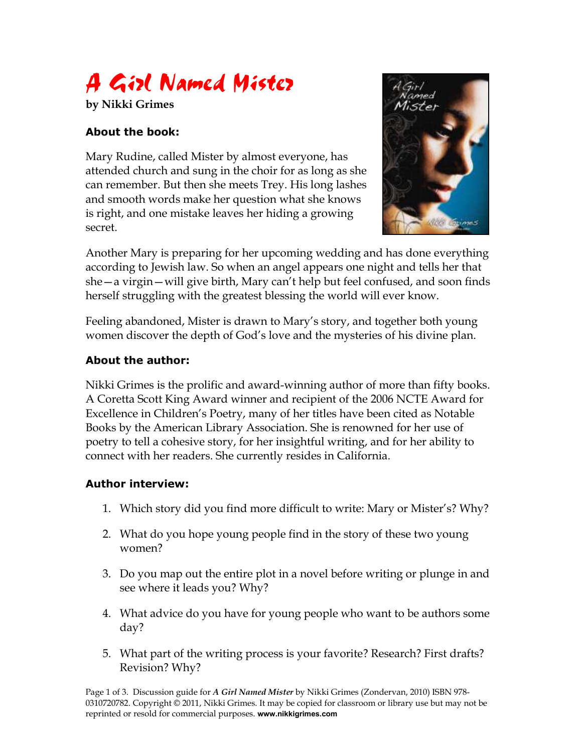# A Girl Named Mister

**by Nikki Grimes**

### About the book:

Mary Rudine, called Mister by almost everyone, has attended church and sung in the choir for as long as she can remember. But then she meets Trey. His long lashes and smooth words make her question what she knows is right, and one mistake leaves her hiding a growing secret.

Another Mary is preparing for her upcoming wedding and has done everything according to Jewish law. So when an angel appears one night and tells her that she—a virgin—will give birth, Mary can't help but feel confused, and soon finds herself struggling with the greatest blessing the world will ever know.

Feeling abandoned, Mister is drawn to Mary's story, and together both young women discover the depth of God's love and the mysteries of his divine plan.

### About the author:

Nikki Grimes is the prolific and award-winning author of more than fifty books. A Coretta Scott King Award winner and recipient of the 2006 NCTE Award for Excellence in Children's Poetry, many of her titles have been cited as Notable Books by the American Library Association. She is renowned for her use of poetry to tell a cohesive story, for her insightful writing, and for her ability to connect with her readers. She currently resides in California.

### Author interview:

1. Which story did you find more difficult to write: Mary or Mister's? Why?
2. What do you hope young people find in the story of these two young women?
3. Do you map out the entire plot in a novel before writing or plunge in and see where it leads you? Why?
4. What advice do you have for young people who want to be authors some day?
5. What part of the writing process is your favorite? Research? First drafts? Revision? Why?

Discussion guide for ***A Girl Named Mister*** by Nikki Grimes (Zondervan, 2010) ISBN 978-0310720782. Copyright © 2011, Nikki Grimes. It may be copied for classroom or library use but may not be reprinted or resold for commercial purposes. **www.nikkigrimes.com**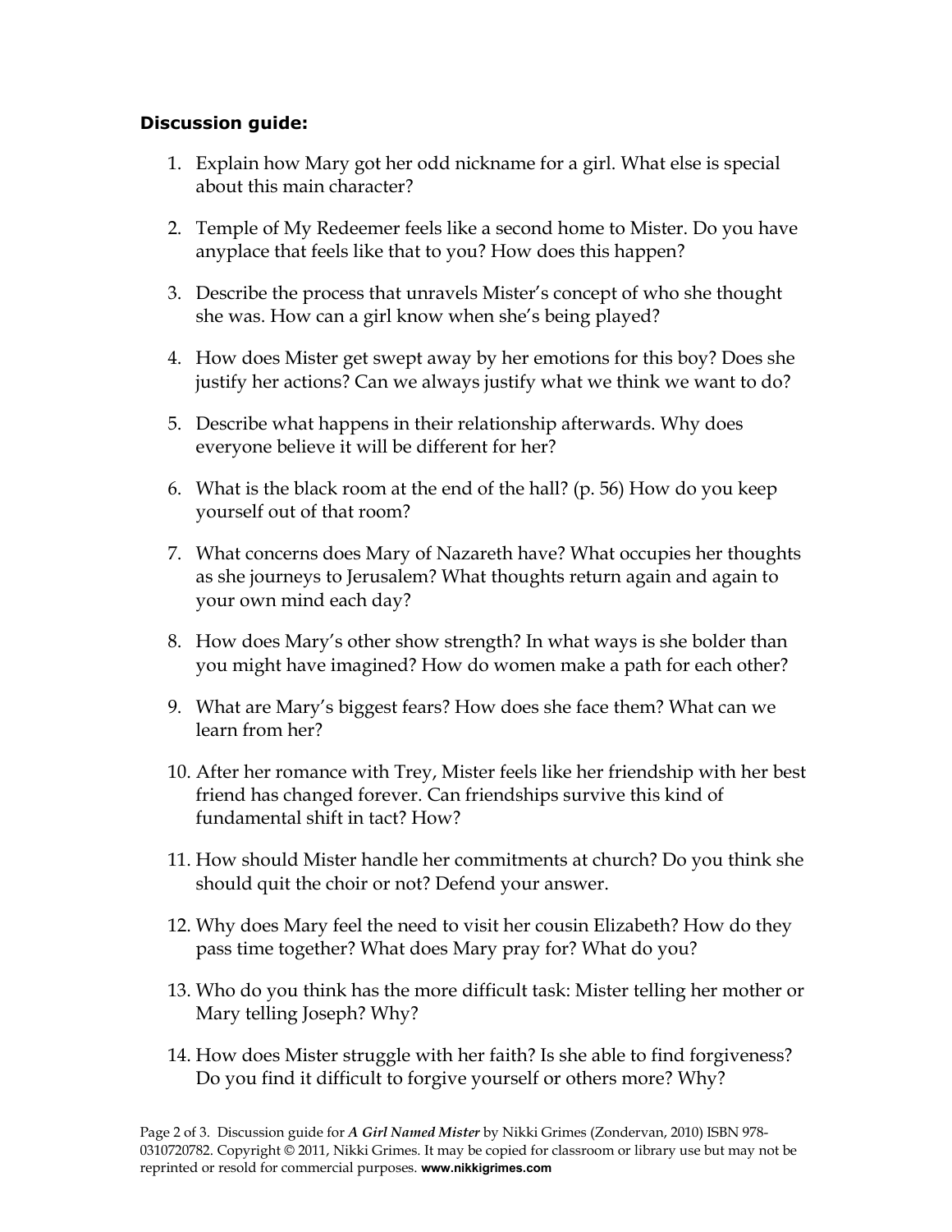**Discussion guide:**

1. Explain how Mary got her odd nickname for a girl. What else is special about this main character?

2. Temple of My Redeemer feels like a second home to Mister. Do you have anyplace that feels like that to you? How does this happen?

3. Describe the process that unravels Mister's concept of who she thought she was. How can a girl know when she's being played?

4. How does Mister get swept away by her emotions for this boy? Does she justify her actions? Can we always justify what we think we want to do?

5. Describe what happens in their relationship afterwards. Why does everyone believe it will be different for her?

6. What is the black room at the end of the hall? (p. 56) How do you keep yourself out of that room?

7. What concerns does Mary of Nazareth have? What occupies her thoughts as she journeys to Jerusalem? What thoughts return again and again to your own mind each day?

8. How does Mary's other show strength? In what ways is she bolder than you might have imagined? How do women make a path for each other?

9. What are Mary's biggest fears? How does she face them? What can we learn from her?

10. After her romance with Trey, Mister feels like her friendship with her best friend has changed forever. Can friendships survive this kind of fundamental shift in tact? How?

11. How should Mister handle her commitments at church? Do you think she should quit the choir or not? Defend your answer.

12. Why does Mary feel the need to visit her cousin Elizabeth? How do they pass time together? What does Mary pray for? What do you?

13. Who do you think has the more difficult task: Mister telling her mother or Mary telling Joseph? Why?

14. How does Mister struggle with her faith? Is she able to find forgiveness? Do you find it difficult to forgive yourself or others more? Why?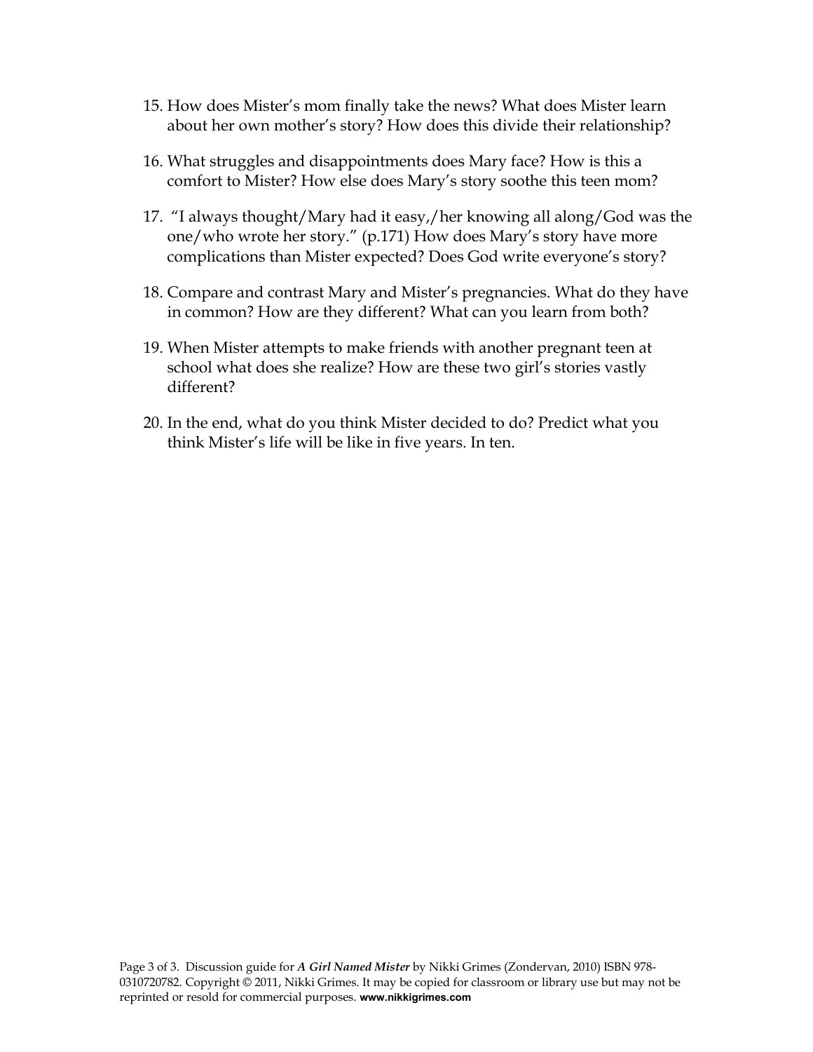15. How does Mister's mom finally take the news? What does Mister learn about her own mother's story? How does this divide their relationship?

16. What struggles and disappointments does Mary face? How is this a comfort to Mister? How else does Mary's story soothe this teen mom?

17. "I always thought/Mary had it easy,/her knowing all along/God was the one/who wrote her story." (p.171) How does Mary's story have more complications than Mister expected? Does God write everyone's story?

18. Compare and contrast Mary and Mister's pregnancies. What do they have in common? How are they different? What can you learn from both?

19. When Mister attempts to make friends with another pregnant teen at school what does she realize? How are these two girl's stories vastly different?

20. In the end, what do you think Mister decided to do? Predict what you think Mister's life will be like in five years. In ten.